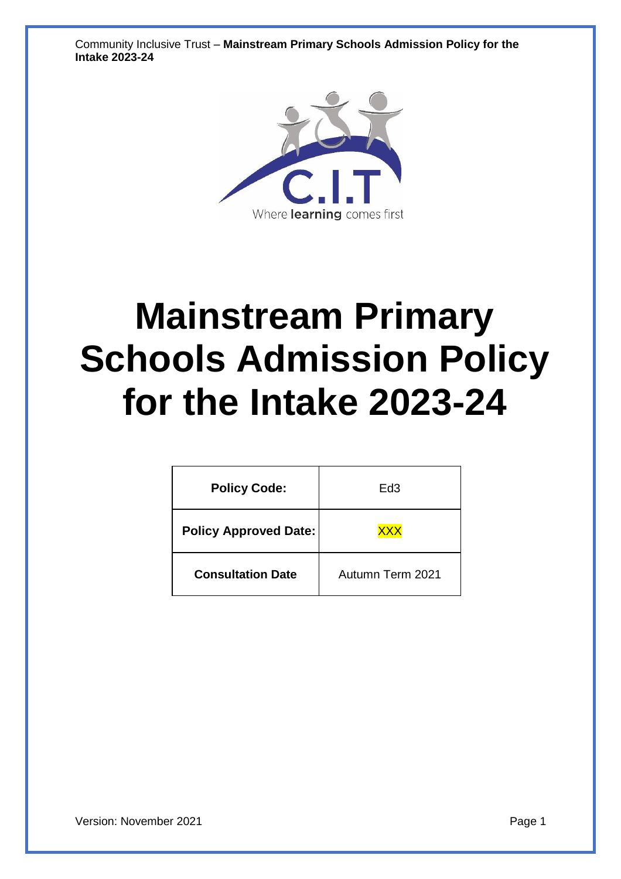# Mainstream Primary Schools Admission Policy for the Intake 2023-24

| Policy Code: | Ed3 |
| --- | --- |
| Policy Approved Date: | XXX |
| Consultation Date | Autumn Term 2021 |

Version: November 2021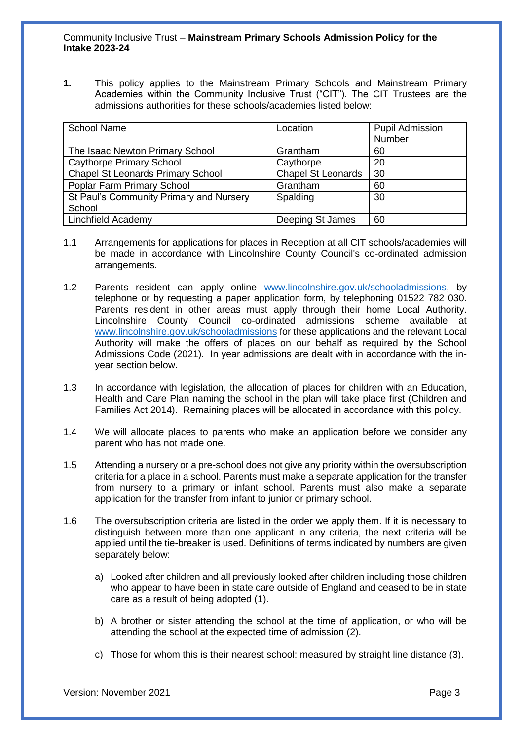Community Inclusive Trust – **Mainstream Primary Schools Admission Policy for the Intake 2023-24**

**1.** This policy applies to the Mainstream Primary Schools and Mainstream Primary Academies within the Community Inclusive Trust ("CIT"). The CIT Trustees are the admissions authorities for these schools/academies listed below:

| School Name | Location | Pupil Admission Number |
|---|---|---|
| The Isaac Newton Primary School | Grantham | 60 |
| Caythorpe Primary School | Caythorpe | 20 |
| Chapel St Leonards Primary School | Chapel St Leonards | 30 |
| Poplar Farm Primary School | Grantham | 60 |
| St Paul's Community Primary and Nursery School | Spalding | 30 |
| Linchfield Academy | Deeping St James | 60 |

1.1 Arrangements for applications for places in Reception at all CIT schools/academies will be made in accordance with Lincolnshire County Council's co-ordinated admission arrangements.

1.2 Parents resident can apply online www.lincolnshire.gov.uk/schooladmissions, by telephone or by requesting a paper application form, by telephoning 01522 782 030. Parents resident in other areas must apply through their home Local Authority. Lincolnshire County Council co-ordinated admissions scheme available at www.lincolnshire.gov.uk/schooladmissions for these applications and the relevant Local Authority will make the offers of places on our behalf as required by the School Admissions Code (2021). In year admissions are dealt with in accordance with the in-year section below.

1.3 In accordance with legislation, the allocation of places for children with an Education, Health and Care Plan naming the school in the plan will take place first (Children and Families Act 2014). Remaining places will be allocated in accordance with this policy.

1.4 We will allocate places to parents who make an application before we consider any parent who has not made one.

1.5 Attending a nursery or a pre-school does not give any priority within the oversubscription criteria for a place in a school. Parents must make a separate application for the transfer from nursery to a primary or infant school. Parents must also make a separate application for the transfer from infant to junior or primary school.

1.6 The oversubscription criteria are listed in the order we apply them. If it is necessary to distinguish between more than one applicant in any criteria, the next criteria will be applied until the tie-breaker is used. Definitions of terms indicated by numbers are given separately below:

a) Looked after children and all previously looked after children including those children who appear to have been in state care outside of England and ceased to be in state care as a result of being adopted (1).

b) A brother or sister attending the school at the time of application, or who will be attending the school at the expected time of admission (2).

c) Those for whom this is their nearest school: measured by straight line distance (3).

Version: November 2021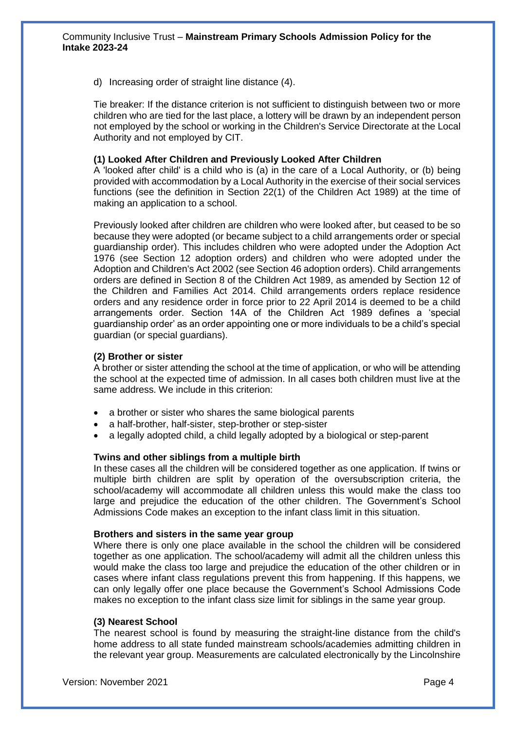d) Increasing order of straight line distance (4).

Tie breaker: If the distance criterion is not sufficient to distinguish between two or more children who are tied for the last place, a lottery will be drawn by an independent person not employed by the school or working in the Children's Service Directorate at the Local Authority and not employed by CIT.

**(1) Looked After Children and Previously Looked After Children**
A 'looked after child' is a child who is (a) in the care of a Local Authority, or (b) being provided with accommodation by a Local Authority in the exercise of their social services functions (see the definition in Section 22(1) of the Children Act 1989) at the time of making an application to a school.

Previously looked after children are children who were looked after, but ceased to be so because they were adopted (or became subject to a child arrangements order or special guardianship order). This includes children who were adopted under the Adoption Act 1976 (see Section 12 adoption orders) and children who were adopted under the Adoption and Children's Act 2002 (see Section 46 adoption orders). Child arrangements orders are defined in Section 8 of the Children Act 1989, as amended by Section 12 of the Children and Families Act 2014. Child arrangements orders replace residence orders and any residence order in force prior to 22 April 2014 is deemed to be a child arrangements order. Section 14A of the Children Act 1989 defines a 'special guardianship order' as an order appointing one or more individuals to be a child's special guardian (or special guardians).

**(2) Brother or sister**
A brother or sister attending the school at the time of application, or who will be attending the school at the expected time of admission. In all cases both children must live at the same address. We include in this criterion:

- a brother or sister who shares the same biological parents
- a half-brother, half-sister, step-brother or step-sister
- a legally adopted child, a child legally adopted by a biological or step-parent

**Twins and other siblings from a multiple birth**
In these cases all the children will be considered together as one application. If twins or multiple birth children are split by operation of the oversubscription criteria, the school/academy will accommodate all children unless this would make the class too large and prejudice the education of the other children. The Government's School Admissions Code makes an exception to the infant class limit in this situation.

**Brothers and sisters in the same year group**
Where there is only one place available in the school the children will be considered together as one application. The school/academy will admit all the children unless this would make the class too large and prejudice the education of the other children or in cases where infant class regulations prevent this from happening. If this happens, we can only legally offer one place because the Government's School Admissions Code makes no exception to the infant class size limit for siblings in the same year group.

**(3) Nearest School**
The nearest school is found by measuring the straight-line distance from the child's home address to all state funded mainstream schools/academies admitting children in the relevant year group. Measurements are calculated electronically by the Lincolnshire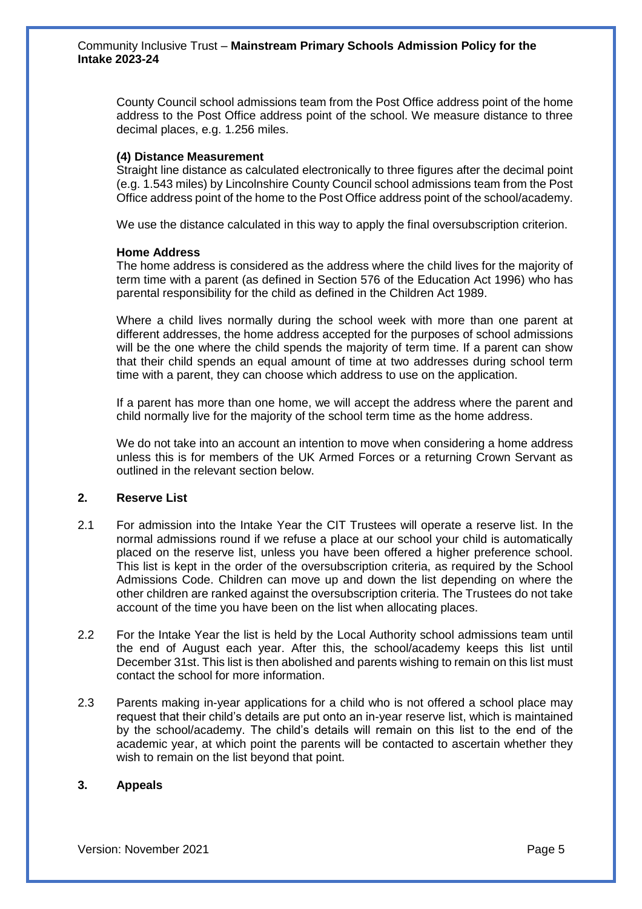County Council school admissions team from the Post Office address point of the home address to the Post Office address point of the school. We measure distance to three decimal places, e.g. 1.256 miles.

**(4) Distance Measurement**
Straight line distance as calculated electronically to three figures after the decimal point (e.g. 1.543 miles) by Lincolnshire County Council school admissions team from the Post Office address point of the home to the Post Office address point of the school/academy.

We use the distance calculated in this way to apply the final oversubscription criterion.

**Home Address**
The home address is considered as the address where the child lives for the majority of term time with a parent (as defined in Section 576 of the Education Act 1996) who has parental responsibility for the child as defined in the Children Act 1989.

Where a child lives normally during the school week with more than one parent at different addresses, the home address accepted for the purposes of school admissions will be the one where the child spends the majority of term time. If a parent can show that their child spends an equal amount of time at two addresses during school term time with a parent, they can choose which address to use on the application.

If a parent has more than one home, we will accept the address where the parent and child normally live for the majority of the school term time as the home address.

We do not take into an account an intention to move when considering a home address unless this is for members of the UK Armed Forces or a returning Crown Servant as outlined in the relevant section below.

## 2. Reserve List

2.1 For admission into the Intake Year the CIT Trustees will operate a reserve list. In the normal admissions round if we refuse a place at our school your child is automatically placed on the reserve list, unless you have been offered a higher preference school. This list is kept in the order of the oversubscription criteria, as required by the School Admissions Code. Children can move up and down the list depending on where the other children are ranked against the oversubscription criteria. The Trustees do not take account of the time you have been on the list when allocating places.

2.2 For the Intake Year the list is held by the Local Authority school admissions team until the end of August each year. After this, the school/academy keeps this list until December 31st. This list is then abolished and parents wishing to remain on this list must contact the school for more information.

2.3 Parents making in-year applications for a child who is not offered a school place may request that their child's details are put onto an in-year reserve list, which is maintained by the school/academy. The child's details will remain on this list to the end of the academic year, at which point the parents will be contacted to ascertain whether they wish to remain on the list beyond that point.

## 3. Appeals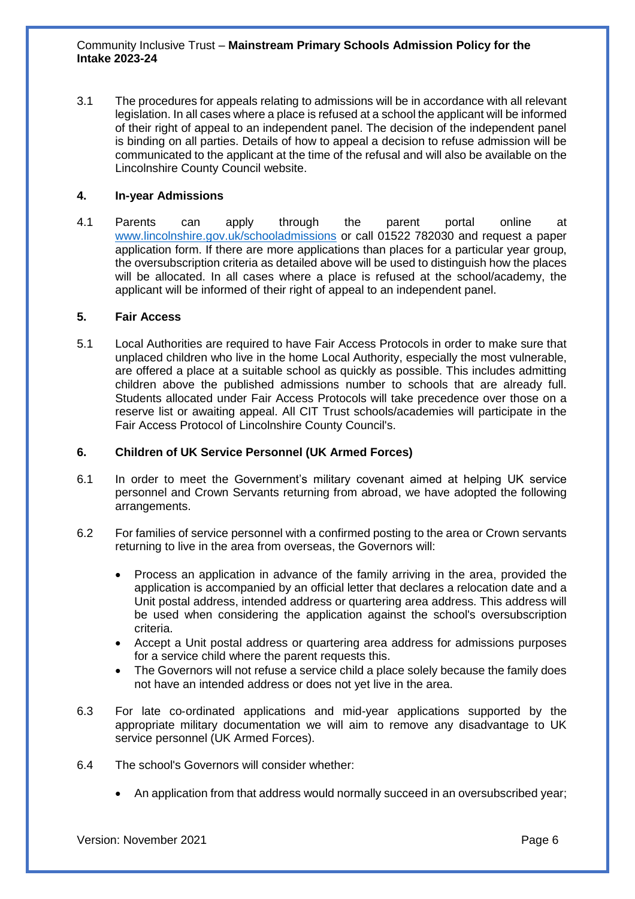3.1 The procedures for appeals relating to admissions will be in accordance with all relevant legislation. In all cases where a place is refused at a school the applicant will be informed of their right of appeal to an independent panel. The decision of the independent panel is binding on all parties. Details of how to appeal a decision to refuse admission will be communicated to the applicant at the time of the refusal and will also be available on the Lincolnshire County Council website.

## 4. In-year Admissions

4.1 Parents can apply through the parent portal online at www.lincolnshire.gov.uk/schooladmissions or call 01522 782030 and request a paper application form. If there are more applications than places for a particular year group, the oversubscription criteria as detailed above will be used to distinguish how the places will be allocated. In all cases where a place is refused at the school/academy, the applicant will be informed of their right of appeal to an independent panel.

## 5. Fair Access

5.1 Local Authorities are required to have Fair Access Protocols in order to make sure that unplaced children who live in the home Local Authority, especially the most vulnerable, are offered a place at a suitable school as quickly as possible. This includes admitting children above the published admissions number to schools that are already full. Students allocated under Fair Access Protocols will take precedence over those on a reserve list or awaiting appeal. All CIT Trust schools/academies will participate in the Fair Access Protocol of Lincolnshire County Council's.

## 6. Children of UK Service Personnel (UK Armed Forces)

6.1 In order to meet the Government's military covenant aimed at helping UK service personnel and Crown Servants returning from abroad, we have adopted the following arrangements.

6.2 For families of service personnel with a confirmed posting to the area or Crown servants returning to live in the area from overseas, the Governors will:

- Process an application in advance of the family arriving in the area, provided the application is accompanied by an official letter that declares a relocation date and a Unit postal address, intended address or quartering area address. This address will be used when considering the application against the school's oversubscription criteria.
- Accept a Unit postal address or quartering area address for admissions purposes for a service child where the parent requests this.
- The Governors will not refuse a service child a place solely because the family does not have an intended address or does not yet live in the area.

6.3 For late co-ordinated applications and mid-year applications supported by the appropriate military documentation we will aim to remove any disadvantage to UK service personnel (UK Armed Forces).

6.4 The school's Governors will consider whether:

- An application from that address would normally succeed in an oversubscribed year;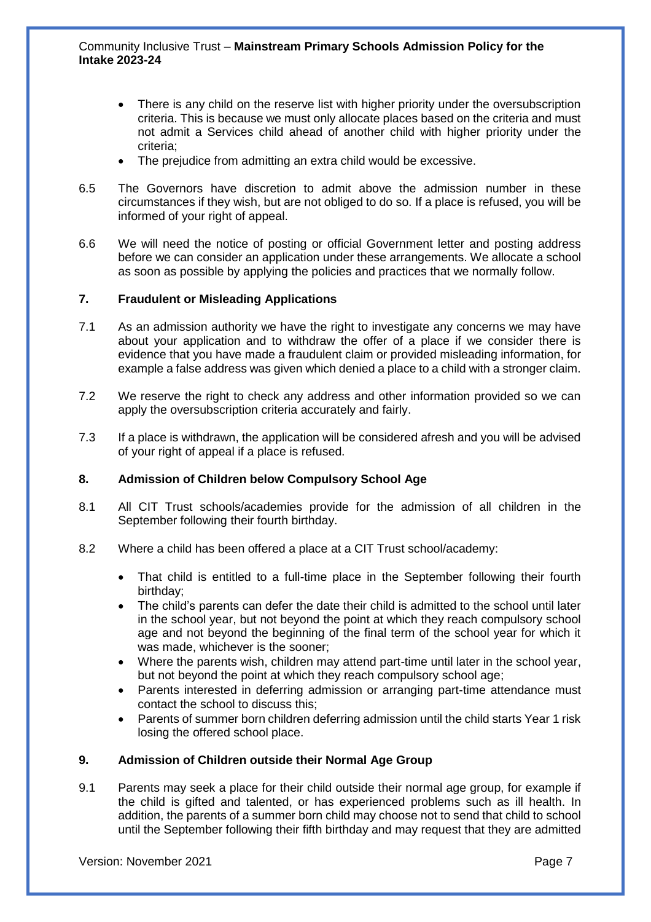- There is any child on the reserve list with higher priority under the oversubscription criteria. This is because we must only allocate places based on the criteria and must not admit a Services child ahead of another child with higher priority under the criteria;
- The prejudice from admitting an extra child would be excessive.

6.5 The Governors have discretion to admit above the admission number in these circumstances if they wish, but are not obliged to do so. If a place is refused, you will be informed of your right of appeal.

6.6 We will need the notice of posting or official Government letter and posting address before we can consider an application under these arrangements. We allocate a school as soon as possible by applying the policies and practices that we normally follow.

## 7. Fraudulent or Misleading Applications

7.1 As an admission authority we have the right to investigate any concerns we may have about your application and to withdraw the offer of a place if we consider there is evidence that you have made a fraudulent claim or provided misleading information, for example a false address was given which denied a place to a child with a stronger claim.

7.2 We reserve the right to check any address and other information provided so we can apply the oversubscription criteria accurately and fairly.

7.3 If a place is withdrawn, the application will be considered afresh and you will be advised of your right of appeal if a place is refused.

## 8. Admission of Children below Compulsory School Age

8.1 All CIT Trust schools/academies provide for the admission of all children in the September following their fourth birthday.

8.2 Where a child has been offered a place at a CIT Trust school/academy:

- That child is entitled to a full-time place in the September following their fourth birthday;
- The child's parents can defer the date their child is admitted to the school until later in the school year, but not beyond the point at which they reach compulsory school age and not beyond the beginning of the final term of the school year for which it was made, whichever is the sooner;
- Where the parents wish, children may attend part-time until later in the school year, but not beyond the point at which they reach compulsory school age;
- Parents interested in deferring admission or arranging part-time attendance must contact the school to discuss this;
- Parents of summer born children deferring admission until the child starts Year 1 risk losing the offered school place.

## 9. Admission of Children outside their Normal Age Group

9.1 Parents may seek a place for their child outside their normal age group, for example if the child is gifted and talented, or has experienced problems such as ill health. In addition, the parents of a summer born child may choose not to send that child to school until the September following their fifth birthday and may request that they are admitted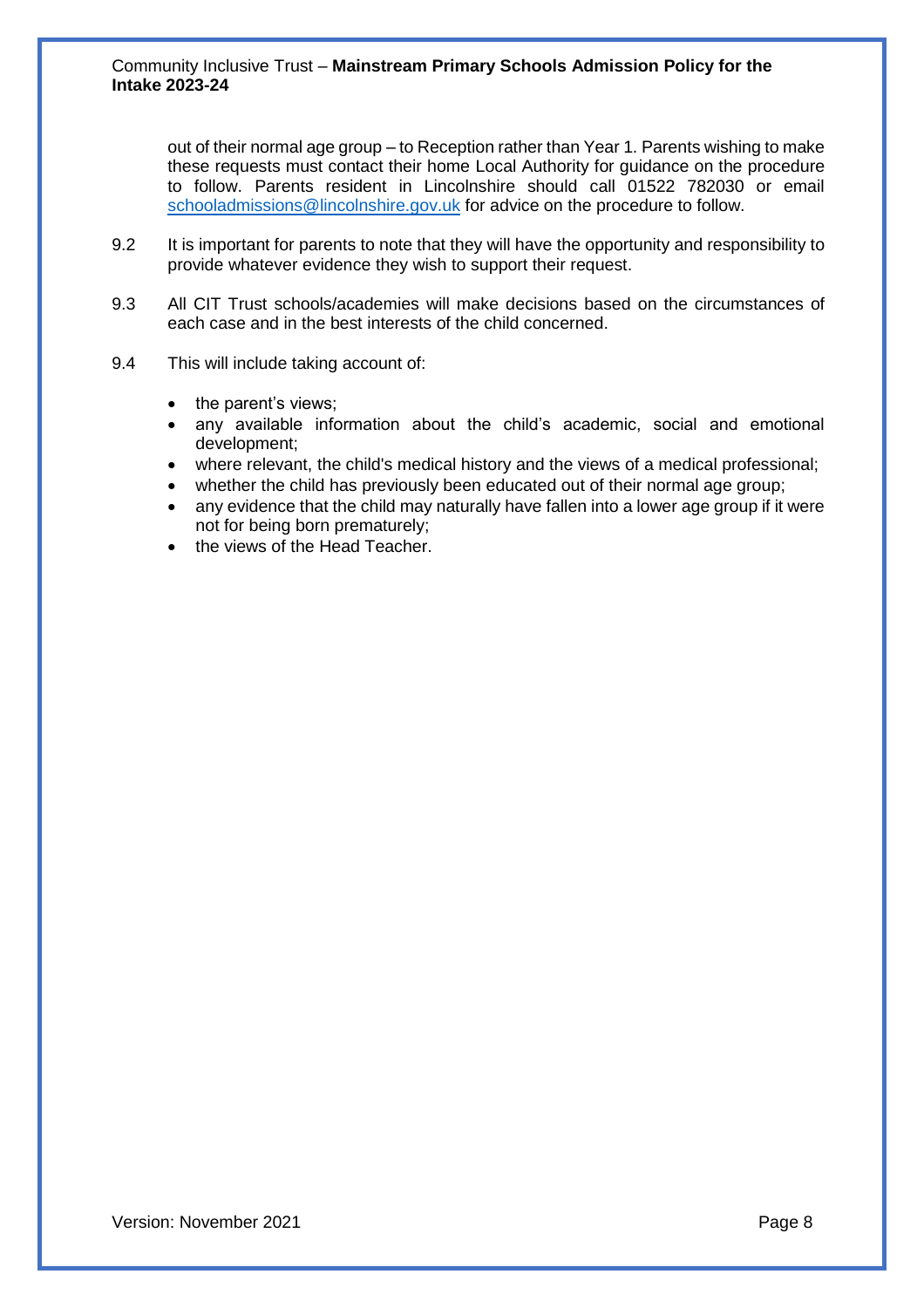out of their normal age group – to Reception rather than Year 1. Parents wishing to make these requests must contact their home Local Authority for guidance on the procedure to follow. Parents resident in Lincolnshire should call 01522 782030 or email schooladmissions@lincolnshire.gov.uk for advice on the procedure to follow.

9.2 It is important for parents to note that they will have the opportunity and responsibility to provide whatever evidence they wish to support their request.

9.3 All CIT Trust schools/academies will make decisions based on the circumstances of each case and in the best interests of the child concerned.

9.4 This will include taking account of:

- the parent's views;
- any available information about the child's academic, social and emotional development;
- where relevant, the child's medical history and the views of a medical professional;
- whether the child has previously been educated out of their normal age group;
- any evidence that the child may naturally have fallen into a lower age group if it were not for being born prematurely;
- the views of the Head Teacher.